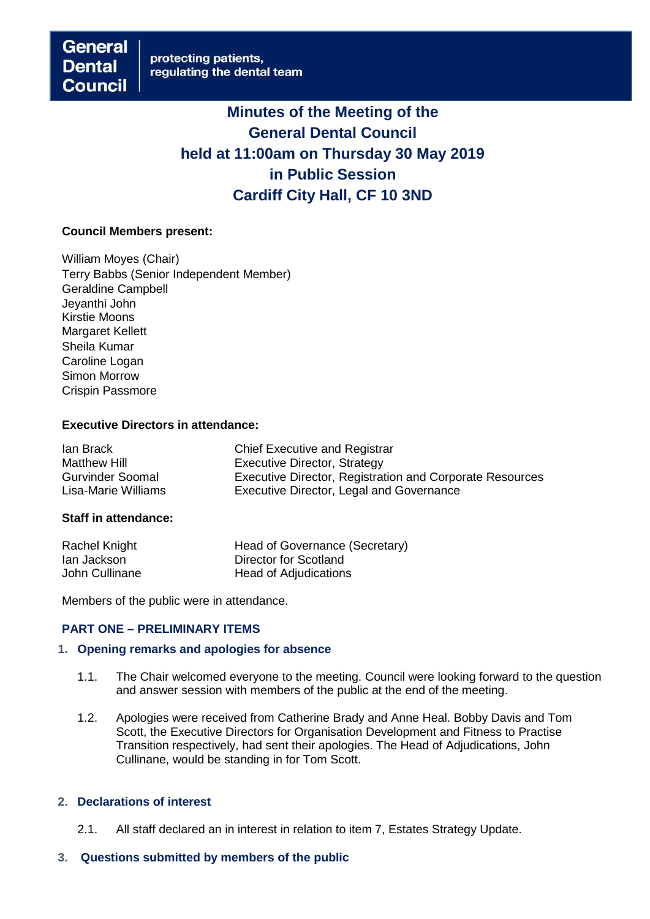General Dental Council | protecting patients, regulating the dental team

# Minutes of the Meeting of the General Dental Council held at 11:00am on Thursday 30 May 2019 in Public Session Cardiff City Hall, CF 10 3ND

**Council Members present:**

William Moyes (Chair)
Terry Babbs (Senior Independent Member)
Geraldine Campbell
Jeyanthi John
Kirstie Moons
Margaret Kellett
Sheila Kumar
Caroline Logan
Simon Morrow
Crispin Passmore

**Executive Directors in attendance:**

| | |
|---|---|
| Ian Brack | Chief Executive and Registrar |
| Matthew Hill | Executive Director, Strategy |
| Gurvinder Soomal | Executive Director, Registration and Corporate Resources |
| Lisa-Marie Williams | Executive Director, Legal and Governance |

**Staff in attendance:**

| | |
|---|---|
| Rachel Knight | Head of Governance (Secretary) |
| Ian Jackson | Director for Scotland |
| John Cullinane | Head of Adjudications |

Members of the public were in attendance.

## PART ONE – PRELIMINARY ITEMS

### 1. Opening remarks and apologies for absence

1.1. The Chair welcomed everyone to the meeting. Council were looking forward to the question and answer session with members of the public at the end of the meeting.

1.2. Apologies were received from Catherine Brady and Anne Heal. Bobby Davis and Tom Scott, the Executive Directors for Organisation Development and Fitness to Practise Transition respectively, had sent their apologies. The Head of Adjudications, John Cullinane, would be standing in for Tom Scott.

### 2. Declarations of interest

2.1. All staff declared an in interest in relation to item 7, Estates Strategy Update.

### 3. Questions submitted by members of the public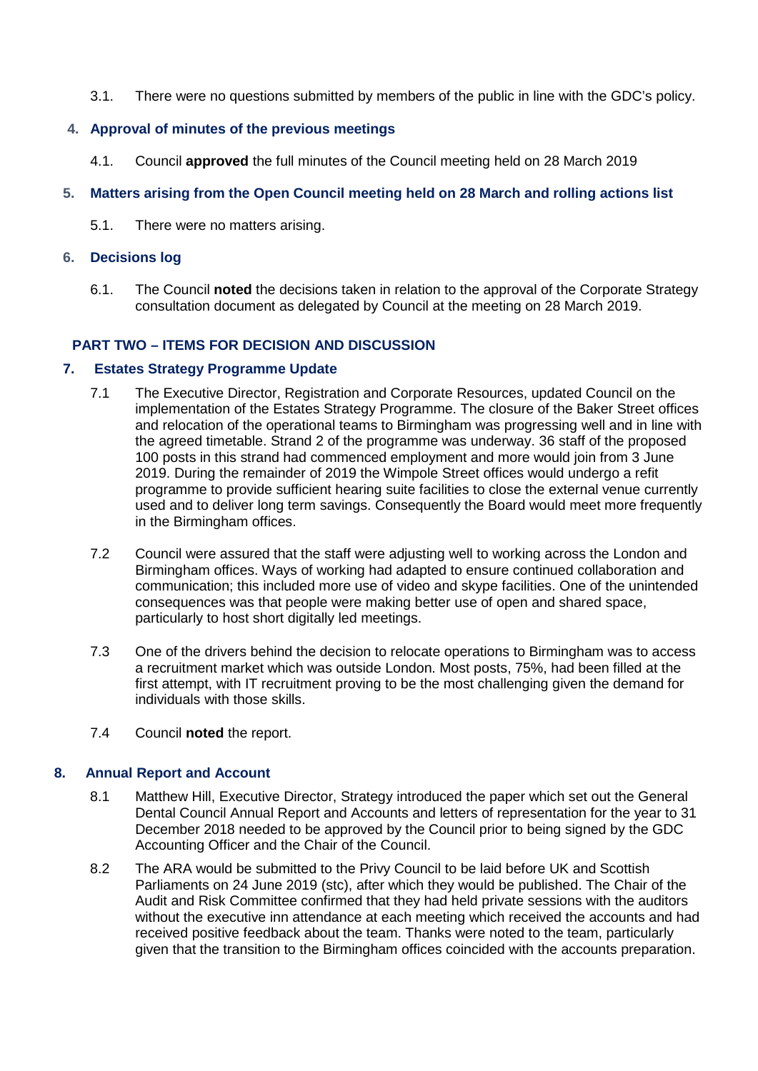3.1. There were no questions submitted by members of the public in line with the GDC's policy.

## 4. Approval of minutes of the previous meetings

4.1. Council **approved** the full minutes of the Council meeting held on 28 March 2019

## 5. Matters arising from the Open Council meeting held on 28 March and rolling actions list

5.1. There were no matters arising.

## 6. Decisions log

6.1. The Council **noted** the decisions taken in relation to the approval of the Corporate Strategy consultation document as delegated by Council at the meeting on 28 March 2019.

# PART TWO – ITEMS FOR DECISION AND DISCUSSION

## 7. Estates Strategy Programme Update

7.1 The Executive Director, Registration and Corporate Resources, updated Council on the implementation of the Estates Strategy Programme. The closure of the Baker Street offices and relocation of the operational teams to Birmingham was progressing well and in line with the agreed timetable. Strand 2 of the programme was underway. 36 staff of the proposed 100 posts in this strand had commenced employment and more would join from 3 June 2019. During the remainder of 2019 the Wimpole Street offices would undergo a refit programme to provide sufficient hearing suite facilities to close the external venue currently used and to deliver long term savings. Consequently the Board would meet more frequently in the Birmingham offices.

7.2 Council were assured that the staff were adjusting well to working across the London and Birmingham offices. Ways of working had adapted to ensure continued collaboration and communication; this included more use of video and skype facilities. One of the unintended consequences was that people were making better use of open and shared space, particularly to host short digitally led meetings.

7.3 One of the drivers behind the decision to relocate operations to Birmingham was to access a recruitment market which was outside London. Most posts, 75%, had been filled at the first attempt, with IT recruitment proving to be the most challenging given the demand for individuals with those skills.

7.4 Council **noted** the report.

## 8. Annual Report and Account

8.1 Matthew Hill, Executive Director, Strategy introduced the paper which set out the General Dental Council Annual Report and Accounts and letters of representation for the year to 31 December 2018 needed to be approved by the Council prior to being signed by the GDC Accounting Officer and the Chair of the Council.

8.2 The ARA would be submitted to the Privy Council to be laid before UK and Scottish Parliaments on 24 June 2019 (stc), after which they would be published. The Chair of the Audit and Risk Committee confirmed that they had held private sessions with the auditors without the executive inn attendance at each meeting which received the accounts and had received positive feedback about the team. Thanks were noted to the team, particularly given that the transition to the Birmingham offices coincided with the accounts preparation.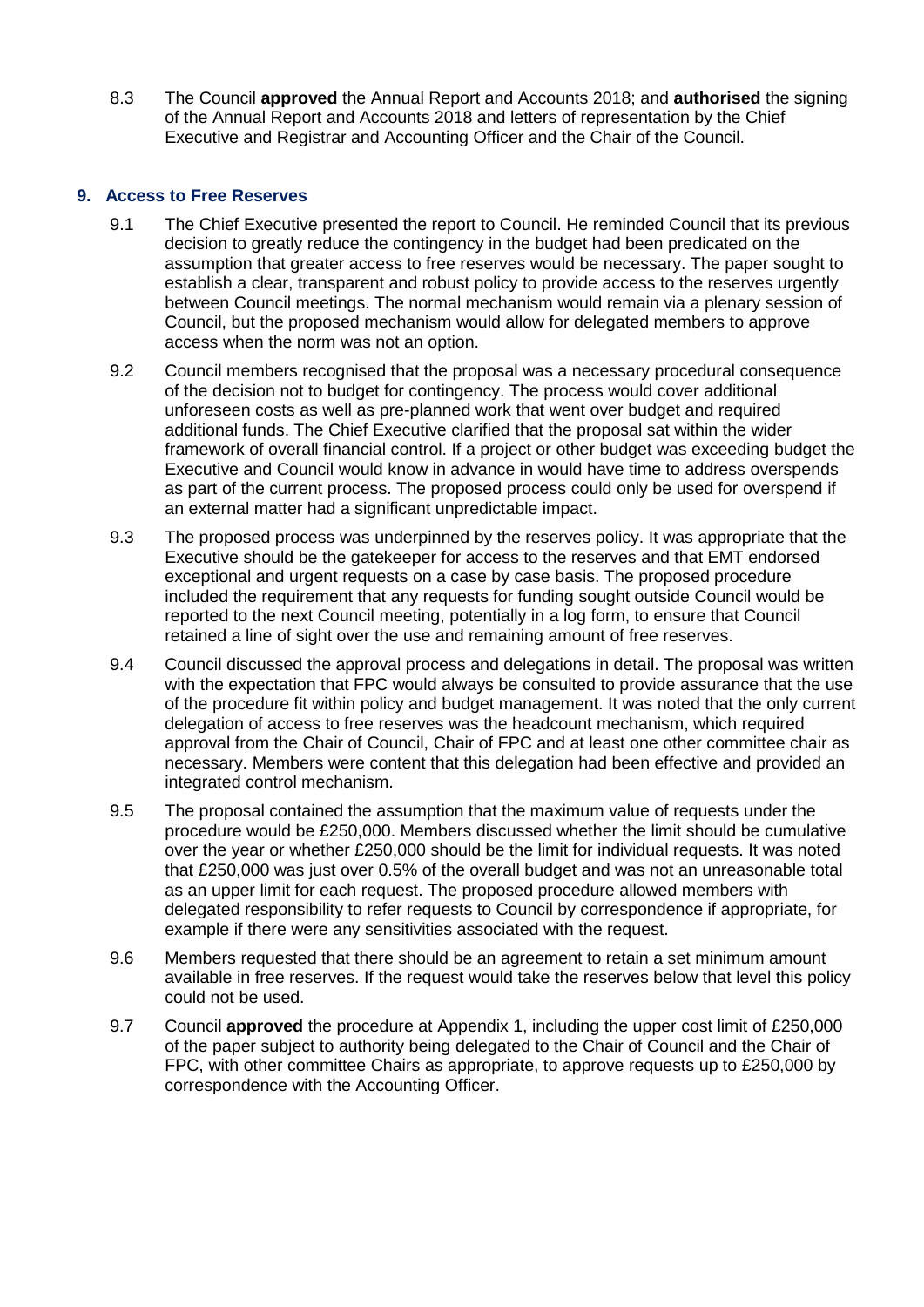8.3 The Council **approved** the Annual Report and Accounts 2018; and **authorised** the signing of the Annual Report and Accounts 2018 and letters of representation by the Chief Executive and Registrar and Accounting Officer and the Chair of the Council.

## 9. Access to Free Reserves

9.1 The Chief Executive presented the report to Council. He reminded Council that its previous decision to greatly reduce the contingency in the budget had been predicated on the assumption that greater access to free reserves would be necessary. The paper sought to establish a clear, transparent and robust policy to provide access to the reserves urgently between Council meetings. The normal mechanism would remain via a plenary session of Council, but the proposed mechanism would allow for delegated members to approve access when the norm was not an option.

9.2 Council members recognised that the proposal was a necessary procedural consequence of the decision not to budget for contingency. The process would cover additional unforeseen costs as well as pre-planned work that went over budget and required additional funds. The Chief Executive clarified that the proposal sat within the wider framework of overall financial control. If a project or other budget was exceeding budget the Executive and Council would know in advance in would have time to address overspends as part of the current process. The proposed process could only be used for overspend if an external matter had a significant unpredictable impact.

9.3 The proposed process was underpinned by the reserves policy. It was appropriate that the Executive should be the gatekeeper for access to the reserves and that EMT endorsed exceptional and urgent requests on a case by case basis. The proposed procedure included the requirement that any requests for funding sought outside Council would be reported to the next Council meeting, potentially in a log form, to ensure that Council retained a line of sight over the use and remaining amount of free reserves.

9.4 Council discussed the approval process and delegations in detail. The proposal was written with the expectation that FPC would always be consulted to provide assurance that the use of the procedure fit within policy and budget management. It was noted that the only current delegation of access to free reserves was the headcount mechanism, which required approval from the Chair of Council, Chair of FPC and at least one other committee chair as necessary. Members were content that this delegation had been effective and provided an integrated control mechanism.

9.5 The proposal contained the assumption that the maximum value of requests under the procedure would be £250,000. Members discussed whether the limit should be cumulative over the year or whether £250,000 should be the limit for individual requests. It was noted that £250,000 was just over 0.5% of the overall budget and was not an unreasonable total as an upper limit for each request. The proposed procedure allowed members with delegated responsibility to refer requests to Council by correspondence if appropriate, for example if there were any sensitivities associated with the request.

9.6 Members requested that there should be an agreement to retain a set minimum amount available in free reserves. If the request would take the reserves below that level this policy could not be used.

9.7 Council **approved** the procedure at Appendix 1, including the upper cost limit of £250,000 of the paper subject to authority being delegated to the Chair of Council and the Chair of FPC, with other committee Chairs as appropriate, to approve requests up to £250,000 by correspondence with the Accounting Officer.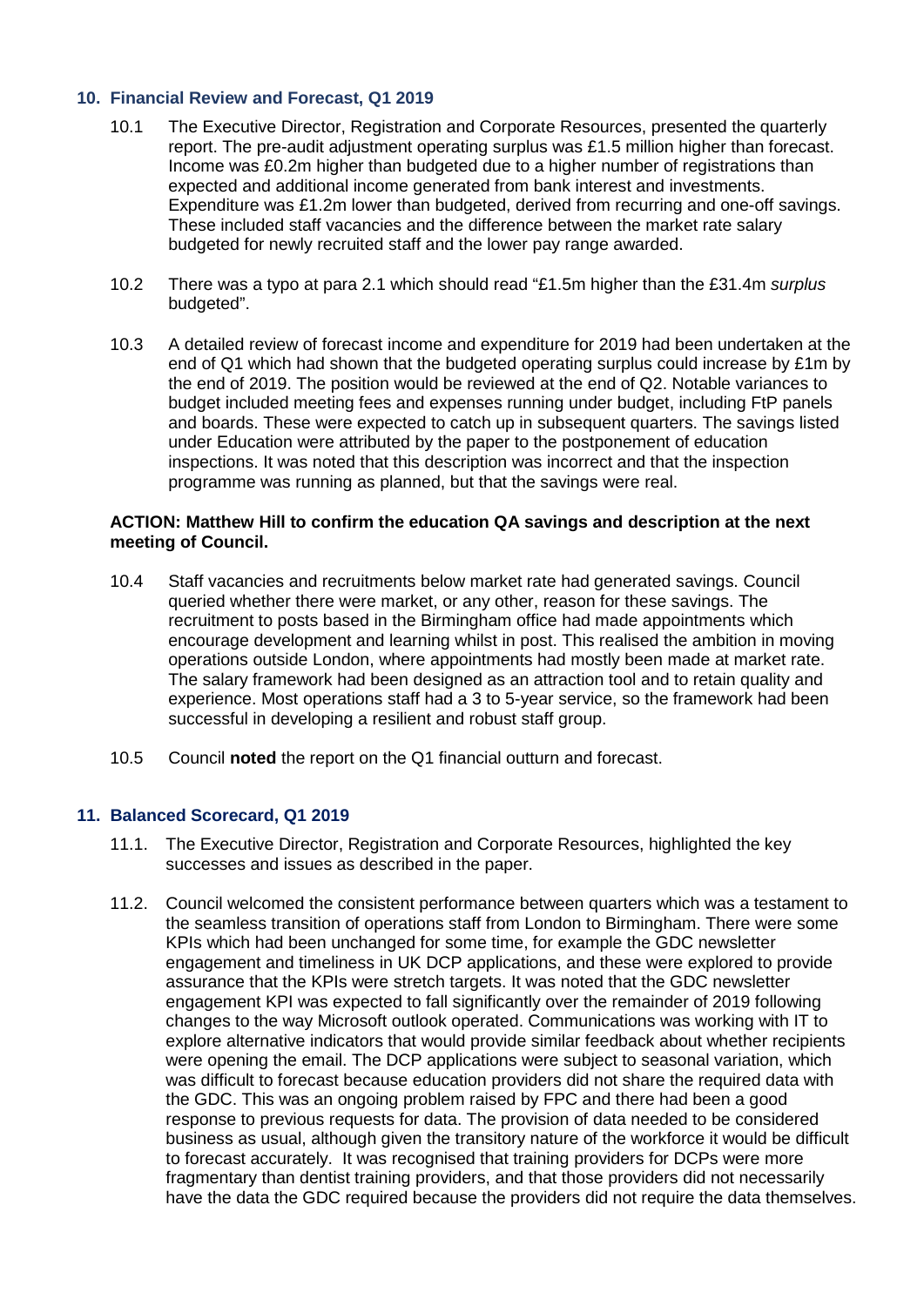## 10. Financial Review and Forecast, Q1 2019

10.1 The Executive Director, Registration and Corporate Resources, presented the quarterly report. The pre-audit adjustment operating surplus was £1.5 million higher than forecast. Income was £0.2m higher than budgeted due to a higher number of registrations than expected and additional income generated from bank interest and investments. Expenditure was £1.2m lower than budgeted, derived from recurring and one-off savings. These included staff vacancies and the difference between the market rate salary budgeted for newly recruited staff and the lower pay range awarded.

10.2 There was a typo at para 2.1 which should read "£1.5m higher than the £31.4m *surplus* budgeted".

10.3 A detailed review of forecast income and expenditure for 2019 had been undertaken at the end of Q1 which had shown that the budgeted operating surplus could increase by £1m by the end of 2019. The position would be reviewed at the end of Q2. Notable variances to budget included meeting fees and expenses running under budget, including FtP panels and boards. These were expected to catch up in subsequent quarters. The savings listed under Education were attributed by the paper to the postponement of education inspections. It was noted that this description was incorrect and that the inspection programme was running as planned, but that the savings were real.

**ACTION: Matthew Hill to confirm the education QA savings and description at the next meeting of Council.**

10.4 Staff vacancies and recruitments below market rate had generated savings. Council queried whether there were market, or any other, reason for these savings. The recruitment to posts based in the Birmingham office had made appointments which encourage development and learning whilst in post. This realised the ambition in moving operations outside London, where appointments had mostly been made at market rate. The salary framework had been designed as an attraction tool and to retain quality and experience. Most operations staff had a 3 to 5-year service, so the framework had been successful in developing a resilient and robust staff group.

10.5 Council **noted** the report on the Q1 financial outturn and forecast.

## 11. Balanced Scorecard, Q1 2019

11.1. The Executive Director, Registration and Corporate Resources, highlighted the key successes and issues as described in the paper.

11.2. Council welcomed the consistent performance between quarters which was a testament to the seamless transition of operations staff from London to Birmingham. There were some KPIs which had been unchanged for some time, for example the GDC newsletter engagement and timeliness in UK DCP applications, and these were explored to provide assurance that the KPIs were stretch targets. It was noted that the GDC newsletter engagement KPI was expected to fall significantly over the remainder of 2019 following changes to the way Microsoft outlook operated. Communications was working with IT to explore alternative indicators that would provide similar feedback about whether recipients were opening the email. The DCP applications were subject to seasonal variation, which was difficult to forecast because education providers did not share the required data with the GDC. This was an ongoing problem raised by FPC and there had been a good response to previous requests for data. The provision of data needed to be considered business as usual, although given the transitory nature of the workforce it would be difficult to forecast accurately. It was recognised that training providers for DCPs were more fragmentary than dentist training providers, and that those providers did not necessarily have the data the GDC required because the providers did not require the data themselves.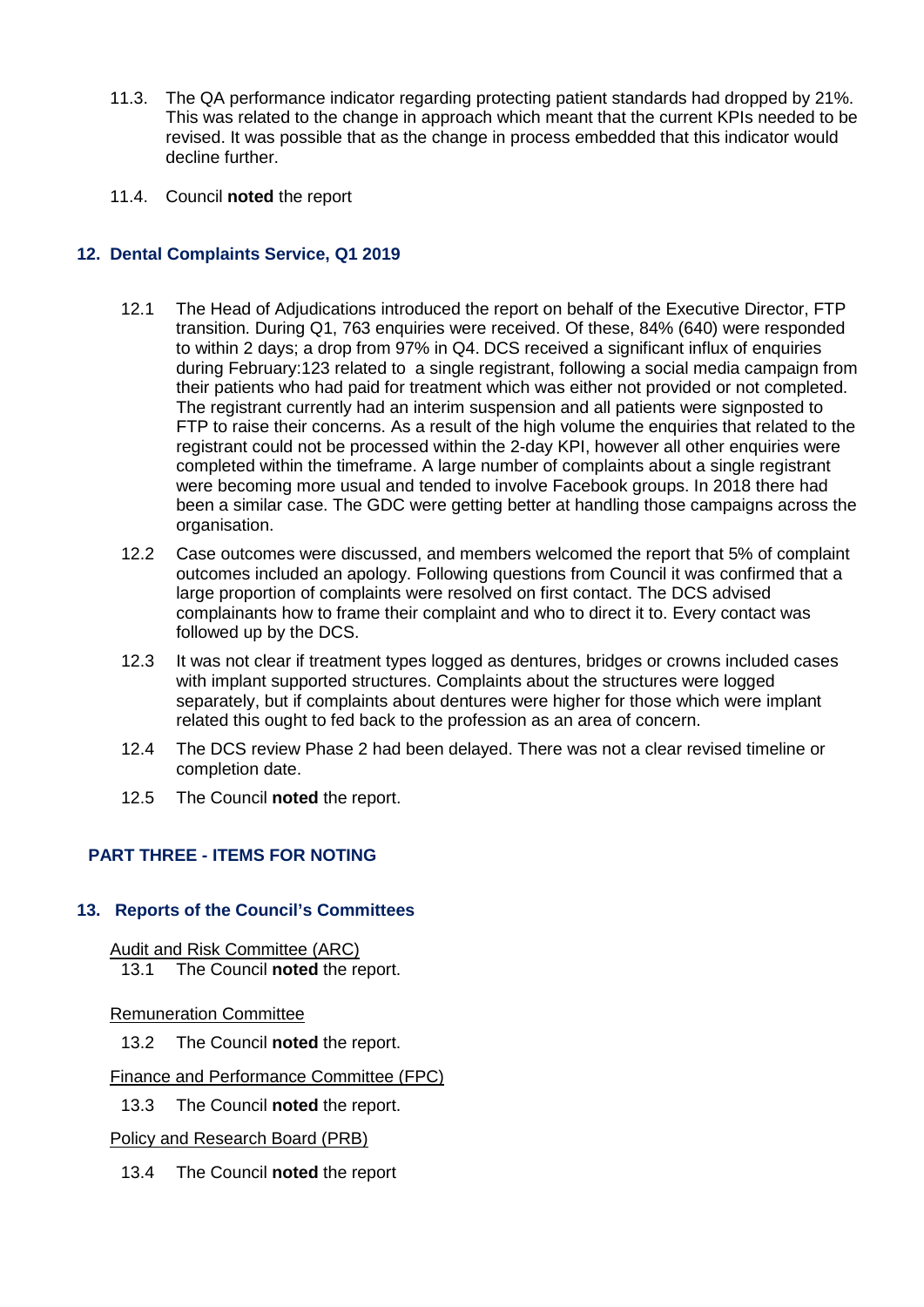11.3. The QA performance indicator regarding protecting patient standards had dropped by 21%. This was related to the change in approach which meant that the current KPIs needed to be revised. It was possible that as the change in process embedded that this indicator would decline further.

11.4. Council **noted** the report

## 12. Dental Complaints Service, Q1 2019

12.1 The Head of Adjudications introduced the report on behalf of the Executive Director, FTP transition. During Q1, 763 enquiries were received. Of these, 84% (640) were responded to within 2 days; a drop from 97% in Q4. DCS received a significant influx of enquiries during February:123 related to a single registrant, following a social media campaign from their patients who had paid for treatment which was either not provided or not completed. The registrant currently had an interim suspension and all patients were signposted to FTP to raise their concerns. As a result of the high volume the enquiries that related to the registrant could not be processed within the 2-day KPI, however all other enquiries were completed within the timeframe. A large number of complaints about a single registrant were becoming more usual and tended to involve Facebook groups. In 2018 there had been a similar case. The GDC were getting better at handling those campaigns across the organisation.

12.2 Case outcomes were discussed, and members welcomed the report that 5% of complaint outcomes included an apology. Following questions from Council it was confirmed that a large proportion of complaints were resolved on first contact. The DCS advised complainants how to frame their complaint and who to direct it to. Every contact was followed up by the DCS.

12.3 It was not clear if treatment types logged as dentures, bridges or crowns included cases with implant supported structures. Complaints about the structures were logged separately, but if complaints about dentures were higher for those which were implant related this ought to fed back to the profession as an area of concern.

12.4 The DCS review Phase 2 had been delayed. There was not a clear revised timeline or completion date.

12.5 The Council **noted** the report.

## PART THREE - ITEMS FOR NOTING

## 13. Reports of the Council's Committees

Audit and Risk Committee (ARC)

13.1 The Council **noted** the report.

Remuneration Committee

13.2 The Council **noted** the report.

Finance and Performance Committee (FPC)

13.3 The Council **noted** the report.

Policy and Research Board (PRB)

13.4 The Council **noted** the report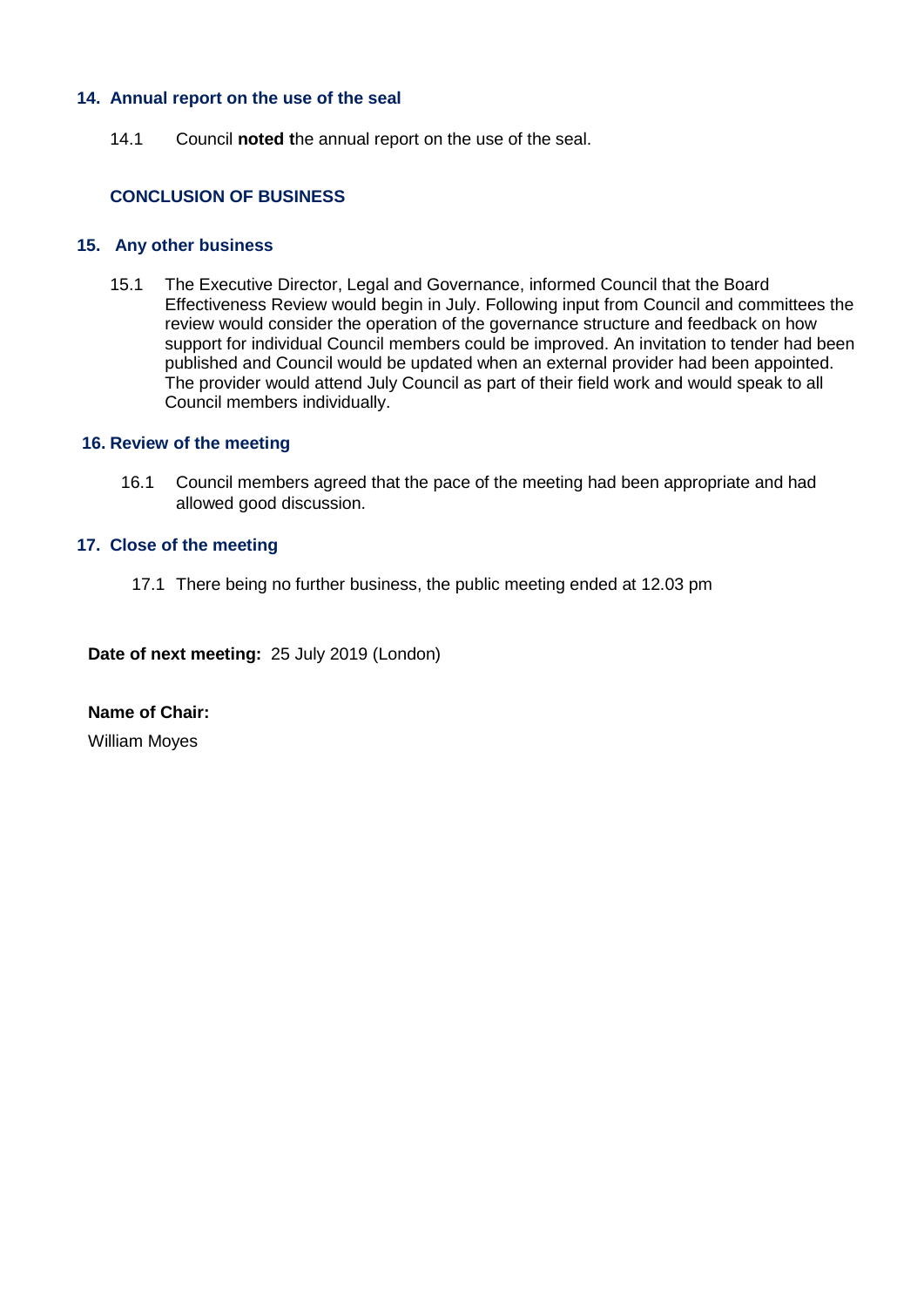## 14. Annual report on the use of the seal

14.1 Council **noted t**he annual report on the use of the seal.

## CONCLUSION OF BUSINESS

## 15. Any other business

15.1 The Executive Director, Legal and Governance, informed Council that the Board Effectiveness Review would begin in July. Following input from Council and committees the review would consider the operation of the governance structure and feedback on how support for individual Council members could be improved. An invitation to tender had been published and Council would be updated when an external provider had been appointed. The provider would attend July Council as part of their field work and would speak to all Council members individually.

## 16. Review of the meeting

16.1 Council members agreed that the pace of the meeting had been appropriate and had allowed good discussion.

## 17. Close of the meeting

17.1 There being no further business, the public meeting ended at 12.03 pm

**Date of next meeting:** 25 July 2019 (London)

**Name of Chair:**

William Moyes